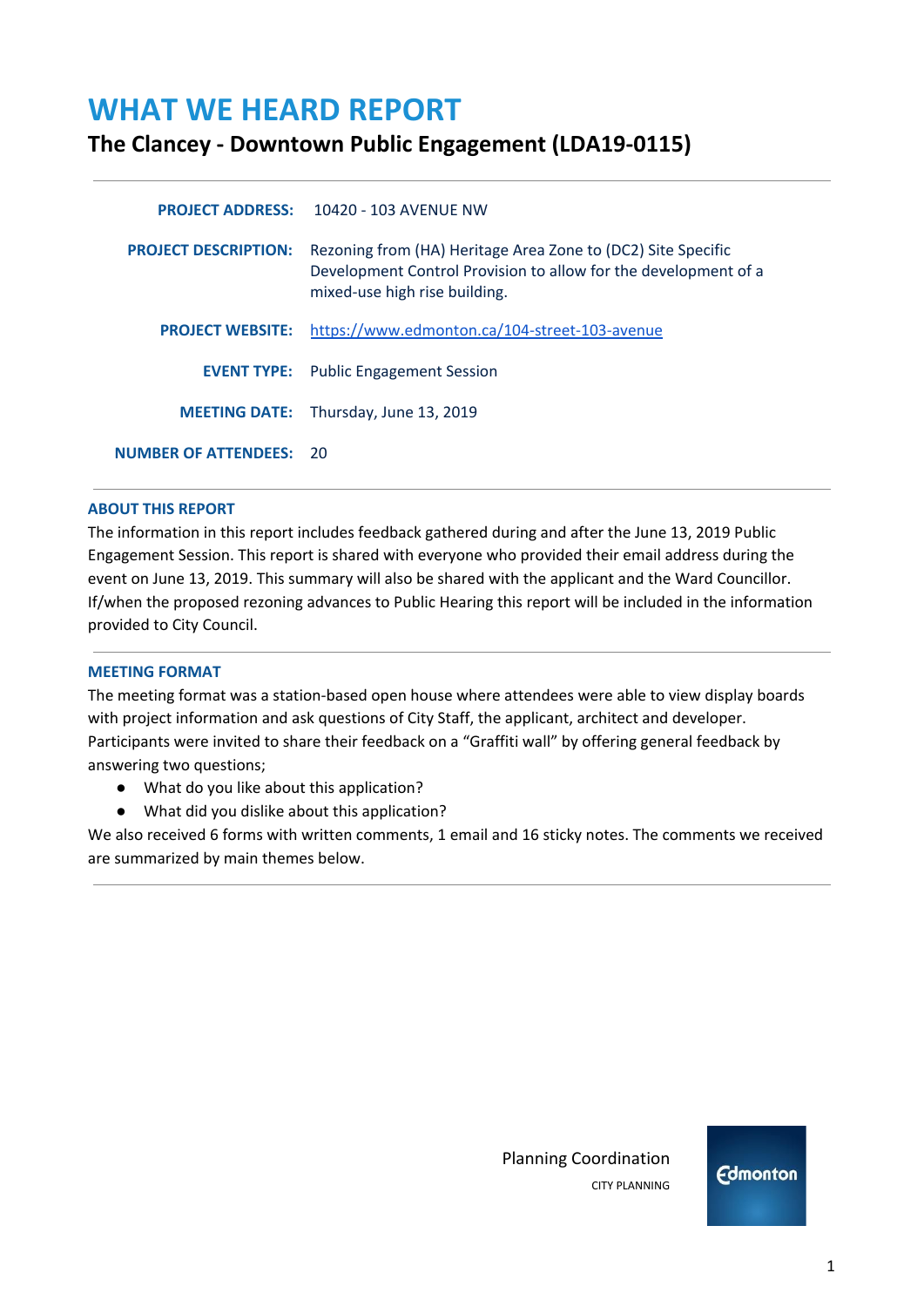# WHAT WE HEARD REPORT

## The Clancey - Downtown Public Engagement (LDA19-0115)

| | |
|---|---|
| **PROJECT ADDRESS:** | 10420 - 103 AVENUE NW |
| **PROJECT DESCRIPTION:** | Rezoning from (HA) Heritage Area Zone to (DC2) Site Specific Development Control Provision to allow for the development of a mixed-use high rise building. |
| **PROJECT WEBSITE:** | https://www.edmonton.ca/104-street-103-avenue |
| **EVENT TYPE:** | Public Engagement Session |
| **MEETING DATE:** | Thursday, June 13, 2019 |
| **NUMBER OF ATTENDEES:** | 20 |

### ABOUT THIS REPORT

The information in this report includes feedback gathered during and after the June 13, 2019 Public Engagement Session. This report is shared with everyone who provided their email address during the event on June 13, 2019. This summary will also be shared with the applicant and the Ward Councillor. If/when the proposed rezoning advances to Public Hearing this report will be included in the information provided to City Council.

### MEETING FORMAT

The meeting format was a station-based open house where attendees were able to view display boards with project information and ask questions of City Staff, the applicant, architect and developer. Participants were invited to share their feedback on a "Graffiti wall" by offering general feedback by answering two questions;

- What do you like about this application?
- What did you dislike about this application?

We also received 6 forms with written comments, 1 email and 16 sticky notes. The comments we received are summarized by main themes below.

Planning Coordination
CITY PLANNING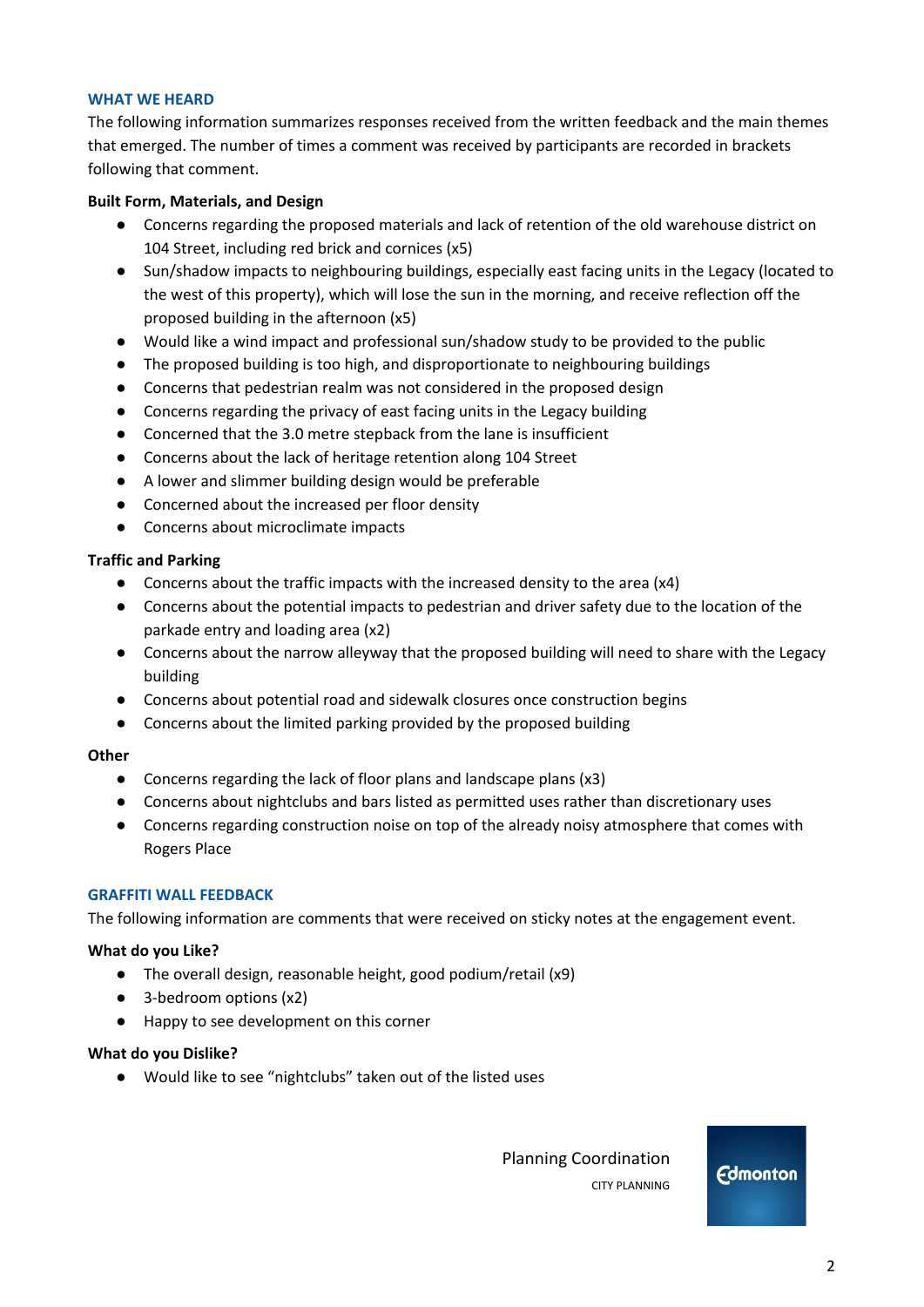## WHAT WE HEARD

The following information summarizes responses received from the written feedback and the main themes that emerged. The number of times a comment was received by participants are recorded in brackets following that comment.

**Built Form, Materials, and Design**

- Concerns regarding the proposed materials and lack of retention of the old warehouse district on 104 Street, including red brick and cornices (x5)
- Sun/shadow impacts to neighbouring buildings, especially east facing units in the Legacy (located to the west of this property), which will lose the sun in the morning, and receive reflection off the proposed building in the afternoon (x5)
- Would like a wind impact and professional sun/shadow study to be provided to the public
- The proposed building is too high, and disproportionate to neighbouring buildings
- Concerns that pedestrian realm was not considered in the proposed design
- Concerns regarding the privacy of east facing units in the Legacy building
- Concerned that the 3.0 metre stepback from the lane is insufficient
- Concerns about the lack of heritage retention along 104 Street
- A lower and slimmer building design would be preferable
- Concerned about the increased per floor density
- Concerns about microclimate impacts

**Traffic and Parking**

- Concerns about the traffic impacts with the increased density to the area (x4)
- Concerns about the potential impacts to pedestrian and driver safety due to the location of the parkade entry and loading area (x2)
- Concerns about the narrow alleyway that the proposed building will need to share with the Legacy building
- Concerns about potential road and sidewalk closures once construction begins
- Concerns about the limited parking provided by the proposed building

**Other**

- Concerns regarding the lack of floor plans and landscape plans (x3)
- Concerns about nightclubs and bars listed as permitted uses rather than discretionary uses
- Concerns regarding construction noise on top of the already noisy atmosphere that comes with Rogers Place

## GRAFFITI WALL FEEDBACK

The following information are comments that were received on sticky notes at the engagement event.

**What do you Like?**

- The overall design, reasonable height, good podium/retail (x9)
- 3-bedroom options (x2)
- Happy to see development on this corner

**What do you Dislike?**

- Would like to see "nightclubs" taken out of the listed uses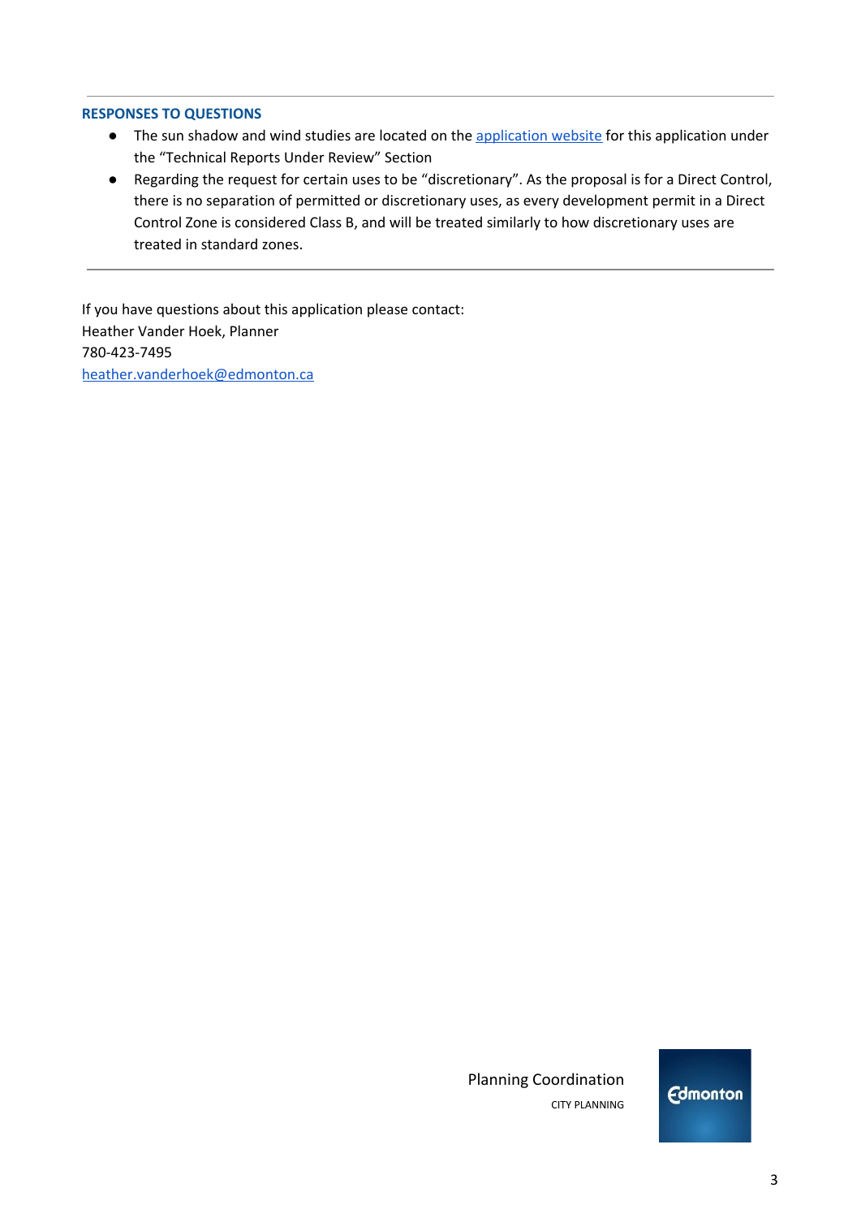### RESPONSES TO QUESTIONS

- The sun shadow and wind studies are located on the application website for this application under the “Technical Reports Under Review” Section
- Regarding the request for certain uses to be “discretionary”. As the proposal is for a Direct Control, there is no separation of permitted or discretionary uses, as every development permit in a Direct Control Zone is considered Class B, and will be treated similarly to how discretionary uses are treated in standard zones.

---

If you have questions about this application please contact:
Heather Vander Hoek, Planner
780-423-7495
heather.vanderhoek@edmonton.ca